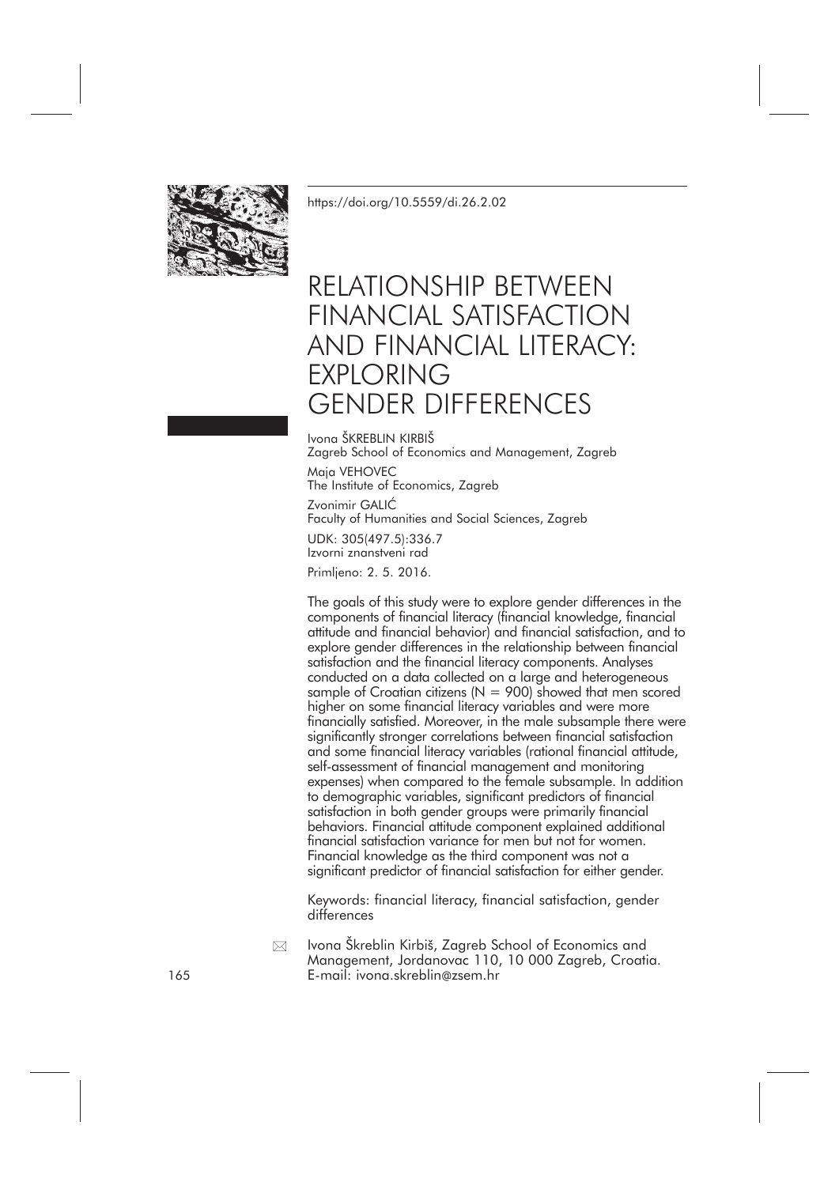https://doi.org/10.5559/di.26.2.02

# RELATIONSHIP BETWEEN FINANCIAL SATISFACTION AND FINANCIAL LITERACY: EXPLORING GENDER DIFFERENCES

Ivona ŠKREBLIN KIRBIŠ
Zagreb School of Economics and Management, Zagreb

Maja VEHOVEC
The Institute of Economics, Zagreb

Zvonimir GALIĆ
Faculty of Humanities and Social Sciences, Zagreb

UDK: 305(497.5):336.7
Izvorni znanstveni rad

Primljeno: 2. 5. 2016.

The goals of this study were to explore gender differences in the components of financial literacy (financial knowledge, financial attitude and financial behavior) and financial satisfaction, and to explore gender differences in the relationship between financial satisfaction and the financial literacy components. Analyses conducted on a data collected on a large and heterogeneous sample of Croatian citizens (N = 900) showed that men scored higher on some financial literacy variables and were more financially satisfied. Moreover, in the male subsample there were significantly stronger correlations between financial satisfaction and some financial literacy variables (rational financial attitude, self-assessment of financial management and monitoring expenses) when compared to the female subsample. In addition to demographic variables, significant predictors of financial satisfaction in both gender groups were primarily financial behaviors. Financial attitude component explained additional financial satisfaction variance for men but not for women. Financial knowledge as the third component was not a significant predictor of financial satisfaction for either gender.

Keywords: financial literacy, financial satisfaction, gender differences

Ivona Škreblin Kirbiš, Zagreb School of Economics and Management, Jordanovac 110, 10 000 Zagreb, Croatia.
E-mail: ivona.skreblin@zsem.hr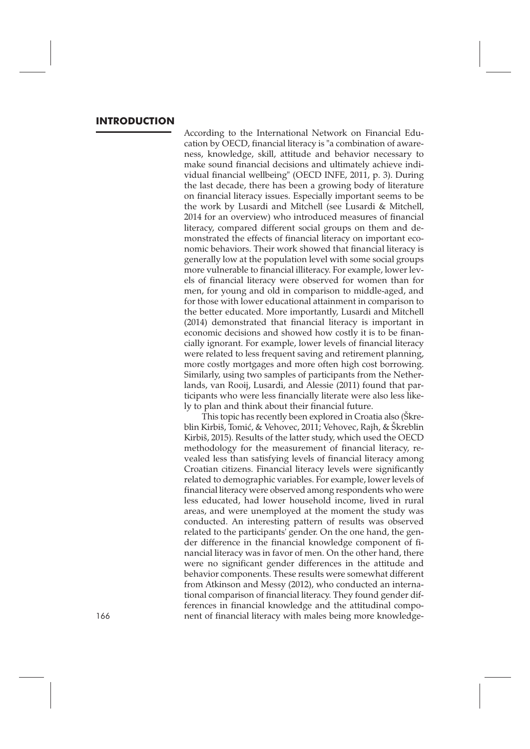## INTRODUCTION

According to the International Network on Financial Education by OECD, financial literacy is "a combination of awareness, knowledge, skill, attitude and behavior necessary to make sound financial decisions and ultimately achieve individual financial wellbeing" (OECD INFE, 2011, p. 3). During the last decade, there has been a growing body of literature on financial literacy issues. Especially important seems to be the work by Lusardi and Mitchell (see Lusardi & Mitchell, 2014 for an overview) who introduced measures of financial literacy, compared different social groups on them and demonstrated the effects of financial literacy on important economic behaviors. Their work showed that financial literacy is generally low at the population level with some social groups more vulnerable to financial illiteracy. For example, lower levels of financial literacy were observed for women than for men, for young and old in comparison to middle-aged, and for those with lower educational attainment in comparison to the better educated. More importantly, Lusardi and Mitchell (2014) demonstrated that financial literacy is important in economic decisions and showed how costly it is to be financially ignorant. For example, lower levels of financial literacy were related to less frequent saving and retirement planning, more costly mortgages and more often high cost borrowing. Similarly, using two samples of participants from the Netherlands, van Rooij, Lusardi, and Alessie (2011) found that participants who were less financially literate were also less likely to plan and think about their financial future.

This topic has recently been explored in Croatia also (Škreblin Kirbiš, Tomić, & Vehovec, 2011; Vehovec, Rajh, & Škreblin Kirbiš, 2015). Results of the latter study, which used the OECD methodology for the measurement of financial literacy, revealed less than satisfying levels of financial literacy among Croatian citizens. Financial literacy levels were significantly related to demographic variables. For example, lower levels of financial literacy were observed among respondents who were less educated, had lower household income, lived in rural areas, and were unemployed at the moment the study was conducted. An interesting pattern of results was observed related to the participants' gender. On the one hand, the gender difference in the financial knowledge component of financial literacy was in favor of men. On the other hand, there were no significant gender differences in the attitude and behavior components. These results were somewhat different from Atkinson and Messy (2012), who conducted an international comparison of financial literacy. They found gender differences in financial knowledge and the attitudinal component of financial literacy with males being more knowledge-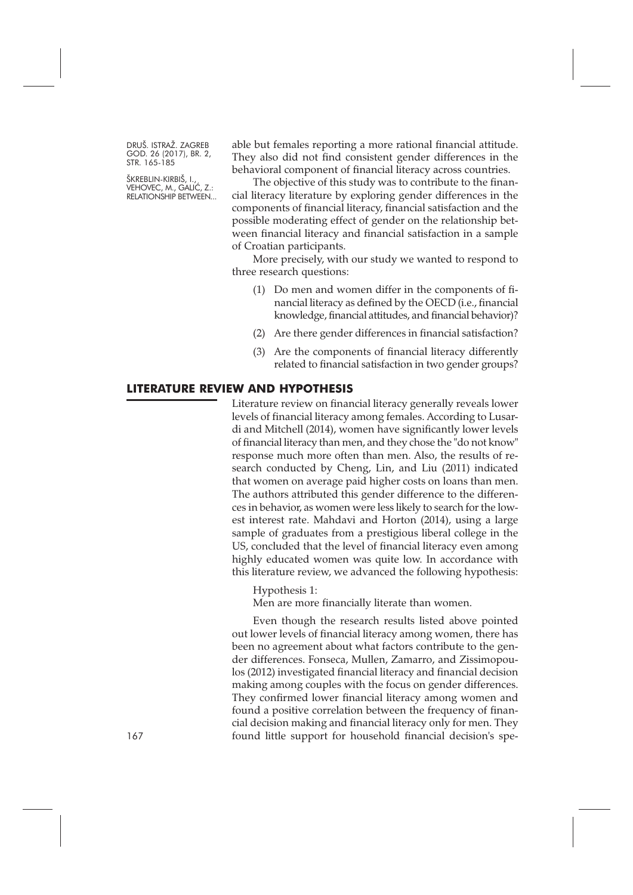able but females reporting a more rational financial attitude. They also did not find consistent gender differences in the behavioral component of financial literacy across countries.

The objective of this study was to contribute to the financial literacy literature by exploring gender differences in the components of financial literacy, financial satisfaction and the possible moderating effect of gender on the relationship between financial literacy and financial satisfaction in a sample of Croatian participants.

More precisely, with our study we wanted to respond to three research questions:

(1) Do men and women differ in the components of financial literacy as defined by the OECD (i.e., financial knowledge, financial attitudes, and financial behavior)?

(2) Are there gender differences in financial satisfaction?

(3) Are the components of financial literacy differently related to financial satisfaction in two gender groups?

## LITERATURE REVIEW AND HYPOTHESIS

Literature review on financial literacy generally reveals lower levels of financial literacy among females. According to Lusardi and Mitchell (2014), women have significantly lower levels of financial literacy than men, and they chose the "do not know" response much more often than men. Also, the results of research conducted by Cheng, Lin, and Liu (2011) indicated that women on average paid higher costs on loans than men. The authors attributed this gender difference to the differences in behavior, as women were less likely to search for the lowest interest rate. Mahdavi and Horton (2014), using a large sample of graduates from a prestigious liberal college in the US, concluded that the level of financial literacy even among highly educated women was quite low. In accordance with this literature review, we advanced the following hypothesis:

Hypothesis 1:
Men are more financially literate than women.

Even though the research results listed above pointed out lower levels of financial literacy among women, there has been no agreement about what factors contribute to the gender differences. Fonseca, Mullen, Zamarro, and Zissimopoulos (2012) investigated financial literacy and financial decision making among couples with the focus on gender differences. They confirmed lower financial literacy among women and found a positive correlation between the frequency of financial decision making and financial literacy only for men. They found little support for household financial decision's spe-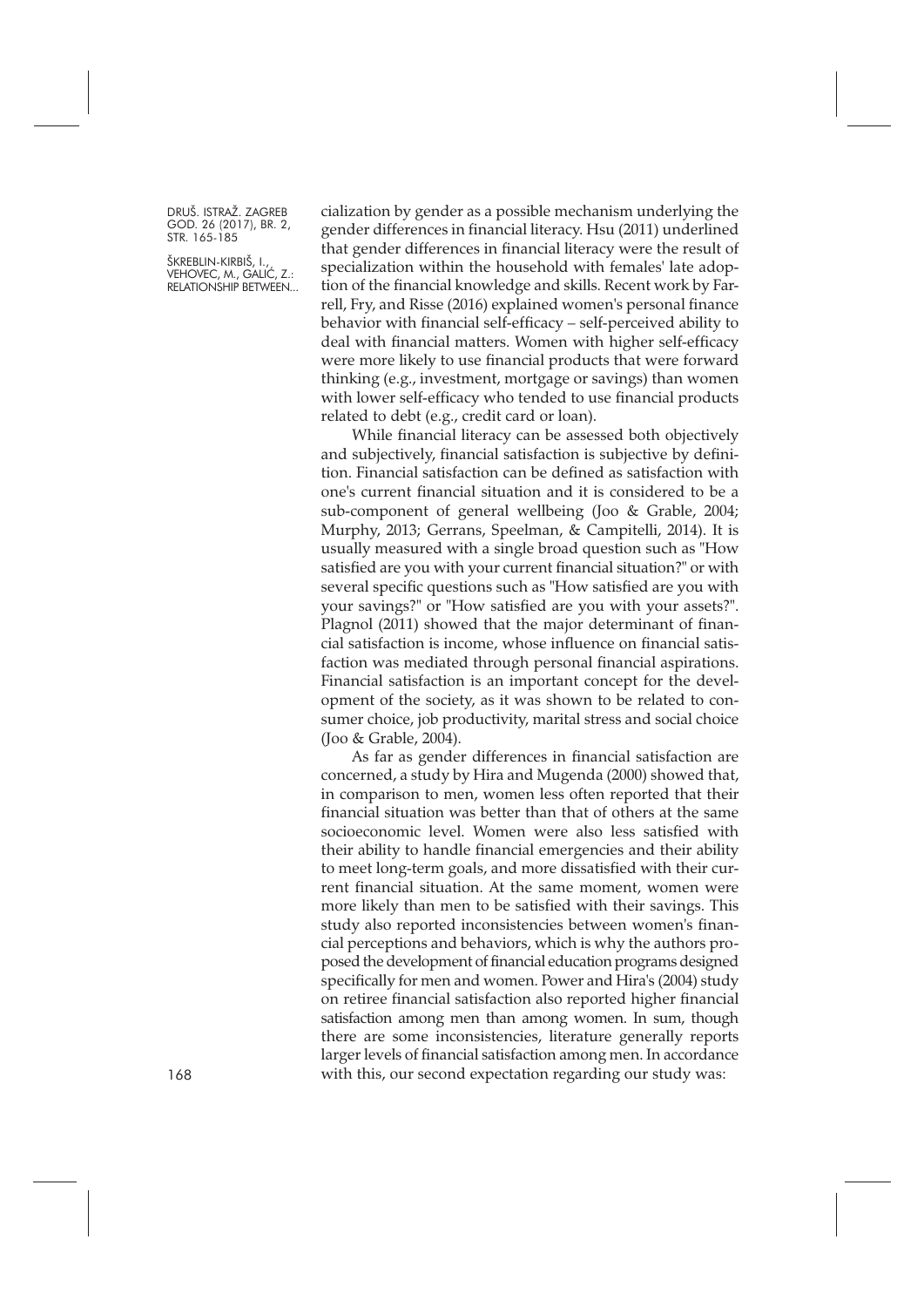cialization by gender as a possible mechanism underlying the gender differences in financial literacy. Hsu (2011) underlined that gender differences in financial literacy were the result of specialization within the household with females' late adoption of the financial knowledge and skills. Recent work by Farrell, Fry, and Risse (2016) explained women's personal finance behavior with financial self-efficacy – self-perceived ability to deal with financial matters. Women with higher self-efficacy were more likely to use financial products that were forward thinking (e.g., investment, mortgage or savings) than women with lower self-efficacy who tended to use financial products related to debt (e.g., credit card or loan).

While financial literacy can be assessed both objectively and subjectively, financial satisfaction is subjective by definition. Financial satisfaction can be defined as satisfaction with one's current financial situation and it is considered to be a sub-component of general wellbeing (Joo & Grable, 2004; Murphy, 2013; Gerrans, Speelman, & Campitelli, 2014). It is usually measured with a single broad question such as "How satisfied are you with your current financial situation?" or with several specific questions such as "How satisfied are you with your savings?" or "How satisfied are you with your assets?". Plagnol (2011) showed that the major determinant of financial satisfaction is income, whose influence on financial satisfaction was mediated through personal financial aspirations. Financial satisfaction is an important concept for the development of the society, as it was shown to be related to consumer choice, job productivity, marital stress and social choice (Joo & Grable, 2004).

As far as gender differences in financial satisfaction are concerned, a study by Hira and Mugenda (2000) showed that, in comparison to men, women less often reported that their financial situation was better than that of others at the same socioeconomic level. Women were also less satisfied with their ability to handle financial emergencies and their ability to meet long-term goals, and more dissatisfied with their current financial situation. At the same moment, women were more likely than men to be satisfied with their savings. This study also reported inconsistencies between women's financial perceptions and behaviors, which is why the authors proposed the development of financial education programs designed specifically for men and women. Power and Hira's (2004) study on retiree financial satisfaction also reported higher financial satisfaction among men than among women. In sum, though there are some inconsistencies, literature generally reports larger levels of financial satisfaction among men. In accordance with this, our second expectation regarding our study was: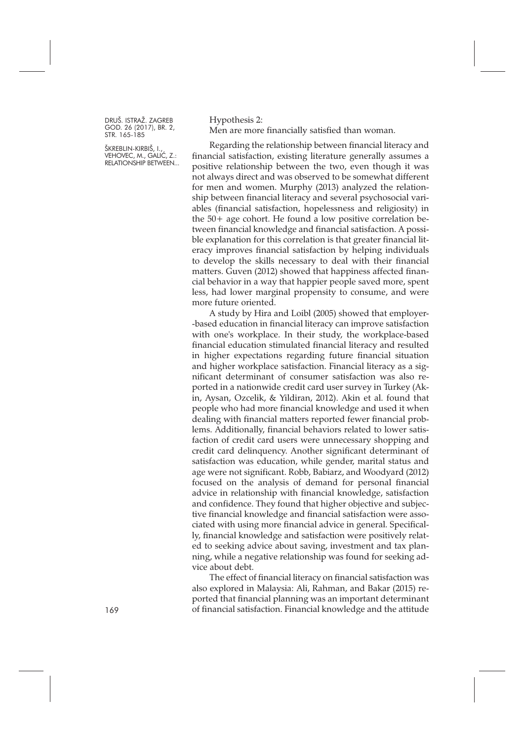Hypothesis 2:
Men are more financially satisfied than woman.

Regarding the relationship between financial literacy and financial satisfaction, existing literature generally assumes a positive relationship between the two, even though it was not always direct and was observed to be somewhat different for men and women. Murphy (2013) analyzed the relationship between financial literacy and several psychosocial variables (financial satisfaction, hopelessness and religiosity) in the 50+ age cohort. He found a low positive correlation between financial knowledge and financial satisfaction. A possible explanation for this correlation is that greater financial literacy improves financial satisfaction by helping individuals to develop the skills necessary to deal with their financial matters. Guven (2012) showed that happiness affected financial behavior in a way that happier people saved more, spent less, had lower marginal propensity to consume, and were more future oriented.

A study by Hira and Loibl (2005) showed that employer-based education in financial literacy can improve satisfaction with one's workplace. In their study, the workplace-based financial education stimulated financial literacy and resulted in higher expectations regarding future financial situation and higher workplace satisfaction. Financial literacy as a significant determinant of consumer satisfaction was also reported in a nationwide credit card user survey in Turkey (Akin, Aysan, Ozcelik, & Yildiran, 2012). Akin et al. found that people who had more financial knowledge and used it when dealing with financial matters reported fewer financial problems. Additionally, financial behaviors related to lower satisfaction of credit card users were unnecessary shopping and credit card delinquency. Another significant determinant of satisfaction was education, while gender, marital status and age were not significant. Robb, Babiarz, and Woodyard (2012) focused on the analysis of demand for personal financial advice in relationship with financial knowledge, satisfaction and confidence. They found that higher objective and subjective financial knowledge and financial satisfaction were associated with using more financial advice in general. Specifically, financial knowledge and satisfaction were positively related to seeking advice about saving, investment and tax planning, while a negative relationship was found for seeking advice about debt.

The effect of financial literacy on financial satisfaction was also explored in Malaysia: Ali, Rahman, and Bakar (2015) reported that financial planning was an important determinant of financial satisfaction. Financial knowledge and the attitude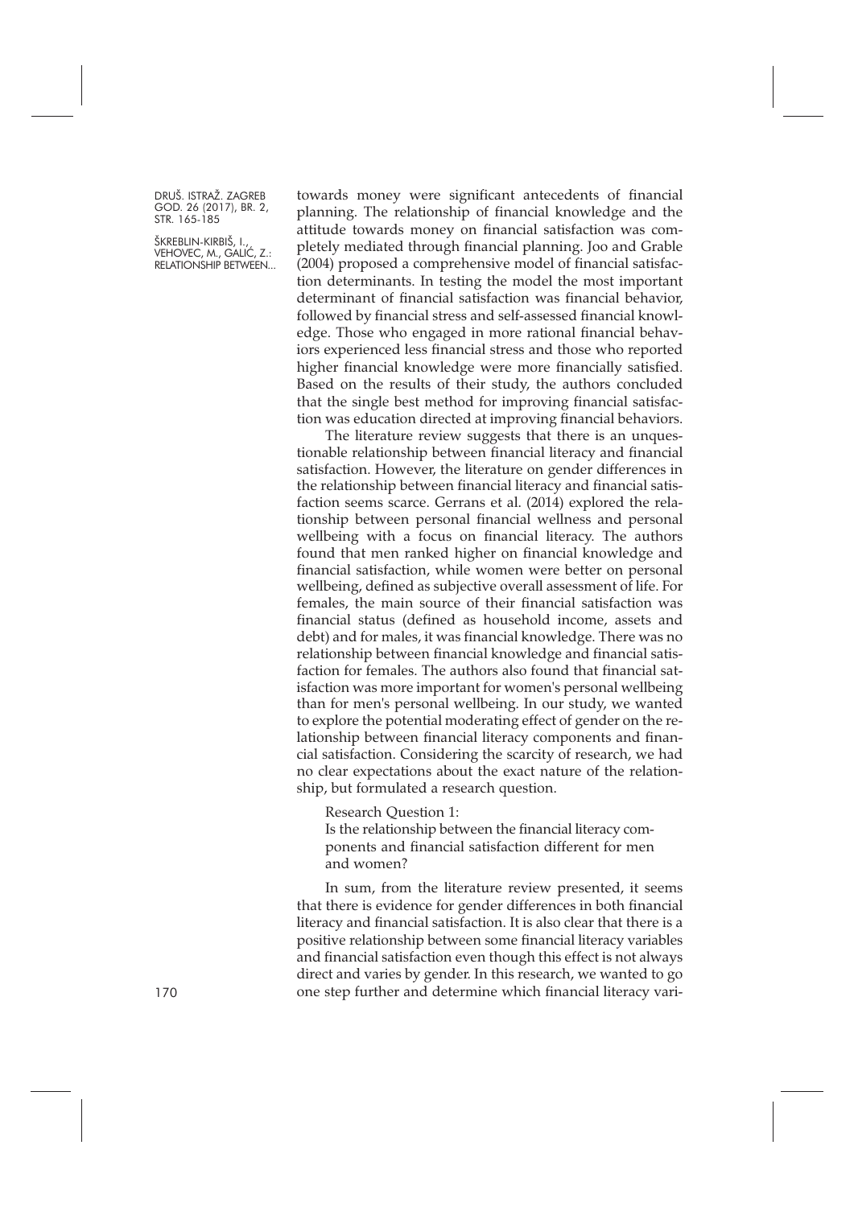towards money were significant antecedents of financial planning. The relationship of financial knowledge and the attitude towards money on financial satisfaction was completely mediated through financial planning. Joo and Grable (2004) proposed a comprehensive model of financial satisfaction determinants. In testing the model the most important determinant of financial satisfaction was financial behavior, followed by financial stress and self-assessed financial knowledge. Those who engaged in more rational financial behaviors experienced less financial stress and those who reported higher financial knowledge were more financially satisfied. Based on the results of their study, the authors concluded that the single best method for improving financial satisfaction was education directed at improving financial behaviors.

The literature review suggests that there is an unquestionable relationship between financial literacy and financial satisfaction. However, the literature on gender differences in the relationship between financial literacy and financial satisfaction seems scarce. Gerrans et al. (2014) explored the relationship between personal financial wellness and personal wellbeing with a focus on financial literacy. The authors found that men ranked higher on financial knowledge and financial satisfaction, while women were better on personal wellbeing, defined as subjective overall assessment of life. For females, the main source of their financial satisfaction was financial status (defined as household income, assets and debt) and for males, it was financial knowledge. There was no relationship between financial knowledge and financial satisfaction for females. The authors also found that financial satisfaction was more important for women's personal wellbeing than for men's personal wellbeing. In our study, we wanted to explore the potential moderating effect of gender on the relationship between financial literacy components and financial satisfaction. Considering the scarcity of research, we had no clear expectations about the exact nature of the relationship, but formulated a research question.

Research Question 1:
Is the relationship between the financial literacy components and financial satisfaction different for men and women?

In sum, from the literature review presented, it seems that there is evidence for gender differences in both financial literacy and financial satisfaction. It is also clear that there is a positive relationship between some financial literacy variables and financial satisfaction even though this effect is not always direct and varies by gender. In this research, we wanted to go one step further and determine which financial literacy vari-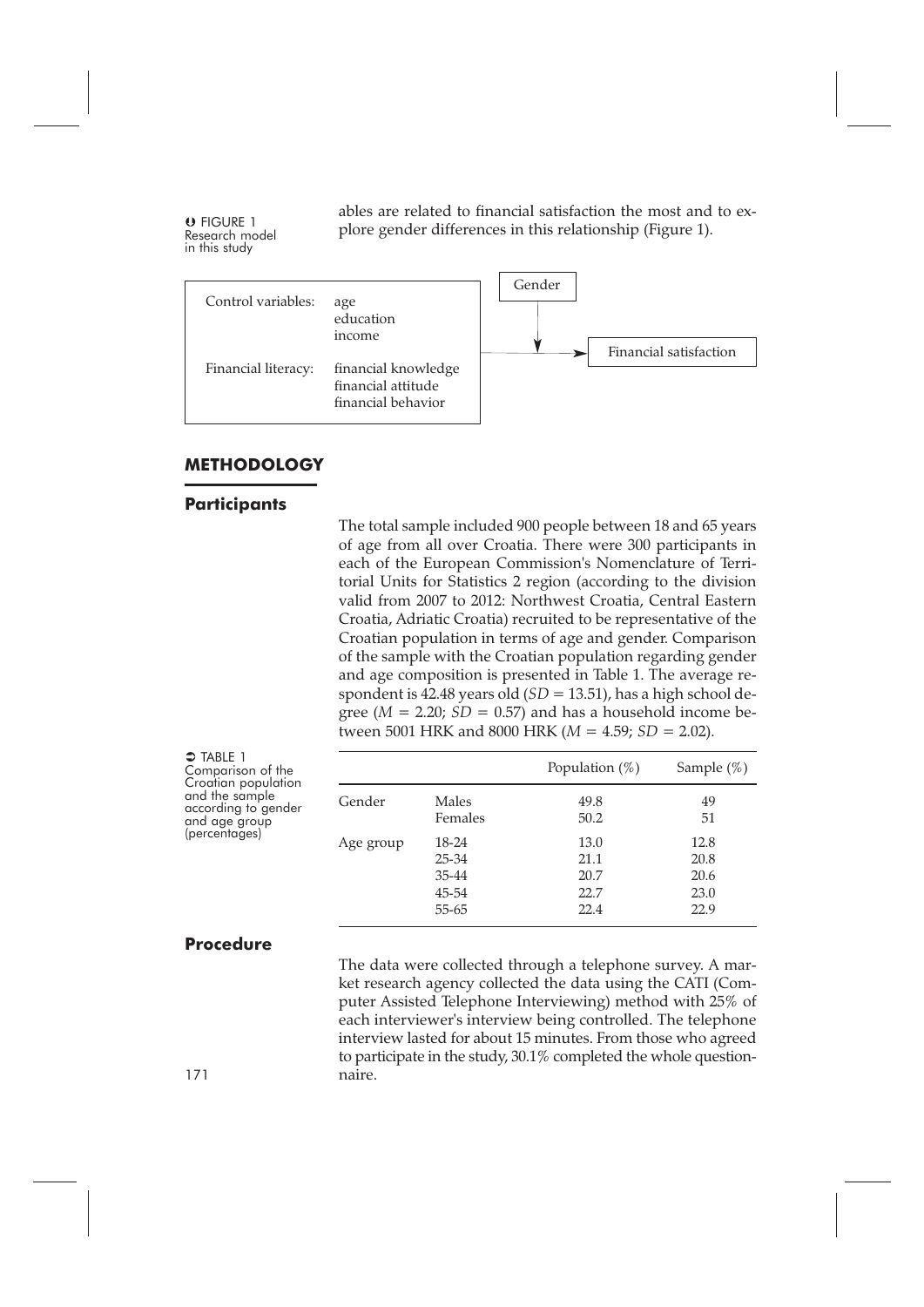ables are related to financial satisfaction the most and to explore gender differences in this relationship (Figure 1).

FIGURE 1
Research model in this study

| Control variables: | age<br>education<br>income |
|---|---|
| Financial literacy: | financial knowledge<br>financial attitude<br>financial behavior |

Gender → Financial satisfaction

## METHODOLOGY

### Participants

The total sample included 900 people between 18 and 65 years of age from all over Croatia. There were 300 participants in each of the European Commission's Nomenclature of Territorial Units for Statistics 2 region (according to the division valid from 2007 to 2012: Northwest Croatia, Central Eastern Croatia, Adriatic Croatia) recruited to be representative of the Croatian population in terms of age and gender. Comparison of the sample with the Croatian population regarding gender and age composition is presented in Table 1. The average respondent is 42.48 years old (*SD* = 13.51), has a high school degree (*M* = 2.20; *SD* = 0.57) and has a household income between 5001 HRK and 8000 HRK (*M* = 4.59; *SD* = 2.02).

TABLE 1
Comparison of the Croatian population and the sample according to gender and age group (percentages)

| | | Population (%) | Sample (%) |
|---|---|---|---|
| Gender | Males | 49.8 | 49 |
| | Females | 50.2 | 51 |
| Age group | 18-24 | 13.0 | 12.8 |
| | 25-34 | 21.1 | 20.8 |
| | 35-44 | 20.7 | 20.6 |
| | 45-54 | 22.7 | 23.0 |
| | 55-65 | 22.4 | 22.9 |

### Procedure

The data were collected through a telephone survey. A market research agency collected the data using the CATI (Computer Assisted Telephone Interviewing) method with 25% of each interviewer's interview being controlled. The telephone interview lasted for about 15 minutes. From those who agreed to participate in the study, 30.1% completed the whole questionnaire.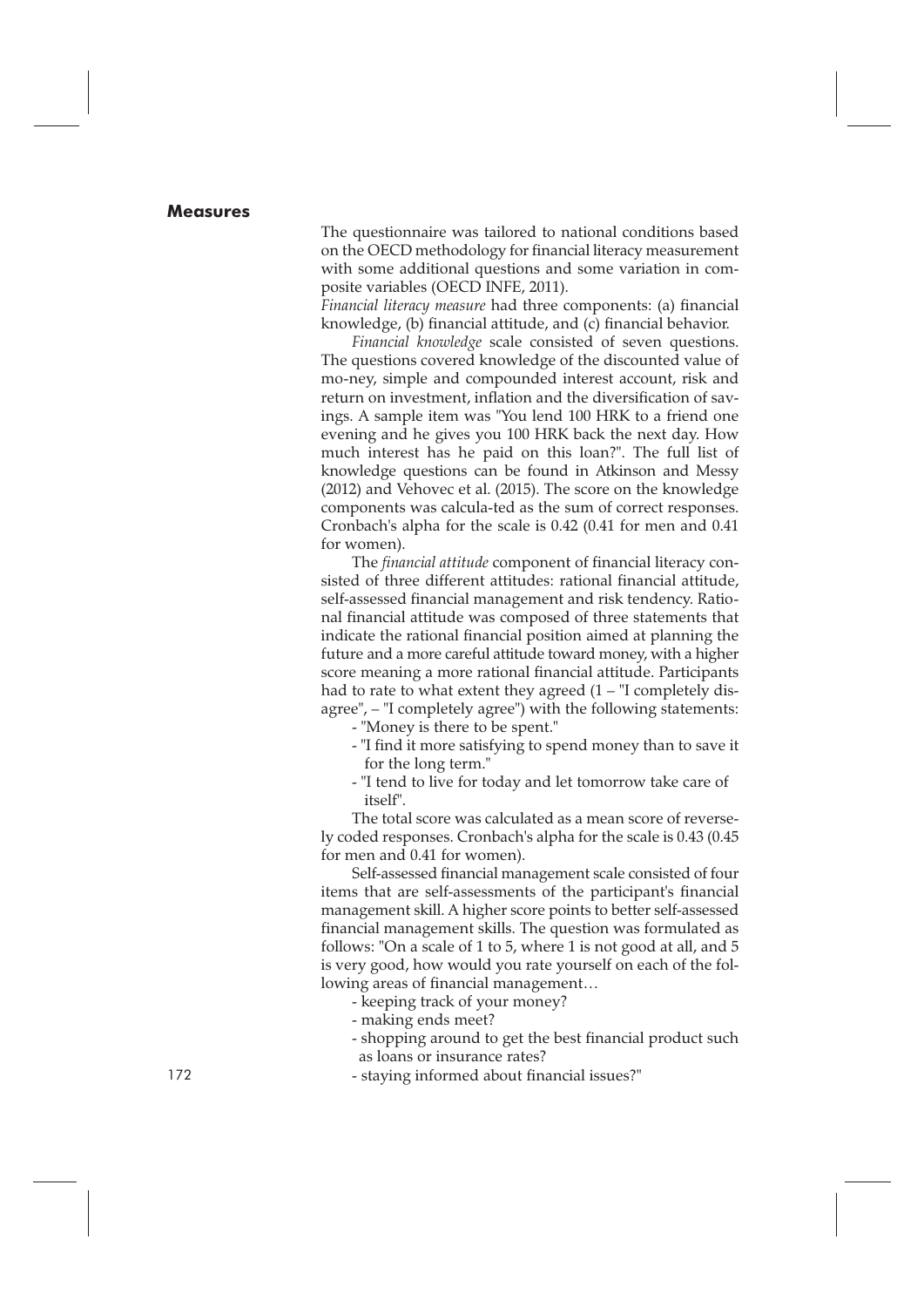## Measures

The questionnaire was tailored to national conditions based on the OECD methodology for financial literacy measurement with some additional questions and some variation in composite variables (OECD INFE, 2011).

*Financial literacy measure* had three components: (a) financial knowledge, (b) financial attitude, and (c) financial behavior.

*Financial knowledge* scale consisted of seven questions. The questions covered knowledge of the discounted value of mo-ney, simple and compounded interest account, risk and return on investment, inflation and the diversification of savings. A sample item was "You lend 100 HRK to a friend one evening and he gives you 100 HRK back the next day. How much interest has he paid on this loan?". The full list of knowledge questions can be found in Atkinson and Messy (2012) and Vehovec et al. (2015). The score on the knowledge components was calcula-ted as the sum of correct responses. Cronbach's alpha for the scale is 0.42 (0.41 for men and 0.41 for women).

The *financial attitude* component of financial literacy consisted of three different attitudes: rational financial attitude, self-assessed financial management and risk tendency. Rational financial attitude was composed of three statements that indicate the rational financial position aimed at planning the future and a more careful attitude toward money, with a higher score meaning a more rational financial attitude. Participants had to rate to what extent they agreed (1 – "I completely disagree", – "I completely agree") with the following statements:

- "Money is there to be spent."
- "I find it more satisfying to spend money than to save it for the long term."
- "I tend to live for today and let tomorrow take care of itself".

The total score was calculated as a mean score of reversely coded responses. Cronbach's alpha for the scale is 0.43 (0.45 for men and 0.41 for women).

Self-assessed financial management scale consisted of four items that are self-assessments of the participant's financial management skill. A higher score points to better self-assessed financial management skills. The question was formulated as follows: "On a scale of 1 to 5, where 1 is not good at all, and 5 is very good, how would you rate yourself on each of the following areas of financial management…

- keeping track of your money?
- making ends meet?
- shopping around to get the best financial product such as loans or insurance rates?
- staying informed about financial issues?"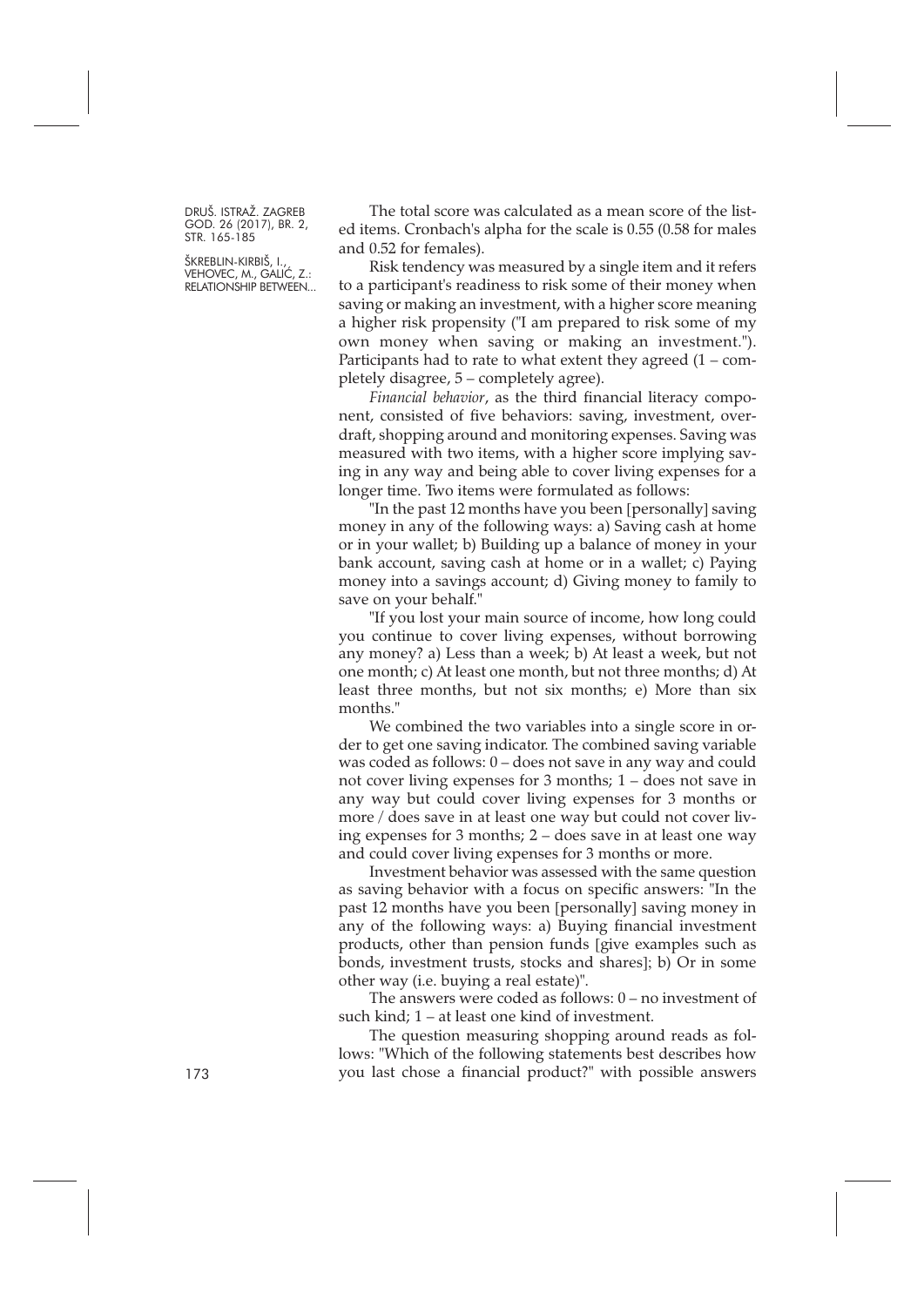The total score was calculated as a mean score of the listed items. Cronbach's alpha for the scale is 0.55 (0.58 for males and 0.52 for females).

Risk tendency was measured by a single item and it refers to a participant's readiness to risk some of their money when saving or making an investment, with a higher score meaning a higher risk propensity ("I am prepared to risk some of my own money when saving or making an investment."). Participants had to rate to what extent they agreed (1 – completely disagree, 5 – completely agree).

*Financial behavior*, as the third financial literacy component, consisted of five behaviors: saving, investment, overdraft, shopping around and monitoring expenses. Saving was measured with two items, with a higher score implying saving in any way and being able to cover living expenses for a longer time. Two items were formulated as follows:

"In the past 12 months have you been [personally] saving money in any of the following ways: a) Saving cash at home or in your wallet; b) Building up a balance of money in your bank account, saving cash at home or in a wallet; c) Paying money into a savings account; d) Giving money to family to save on your behalf."

"If you lost your main source of income, how long could you continue to cover living expenses, without borrowing any money? a) Less than a week; b) At least a week, but not one month; c) At least one month, but not three months; d) At least three months, but not six months; e) More than six months."

We combined the two variables into a single score in order to get one saving indicator. The combined saving variable was coded as follows: 0 – does not save in any way and could not cover living expenses for 3 months; 1 – does not save in any way but could cover living expenses for 3 months or more / does save in at least one way but could not cover living expenses for 3 months; 2 – does save in at least one way and could cover living expenses for 3 months or more.

Investment behavior was assessed with the same question as saving behavior with a focus on specific answers: "In the past 12 months have you been [personally] saving money in any of the following ways: a) Buying financial investment products, other than pension funds [give examples such as bonds, investment trusts, stocks and shares]; b) Or in some other way (i.e. buying a real estate)".

The answers were coded as follows: 0 – no investment of such kind; 1 – at least one kind of investment.

The question measuring shopping around reads as follows: "Which of the following statements best describes how you last chose a financial product?" with possible answers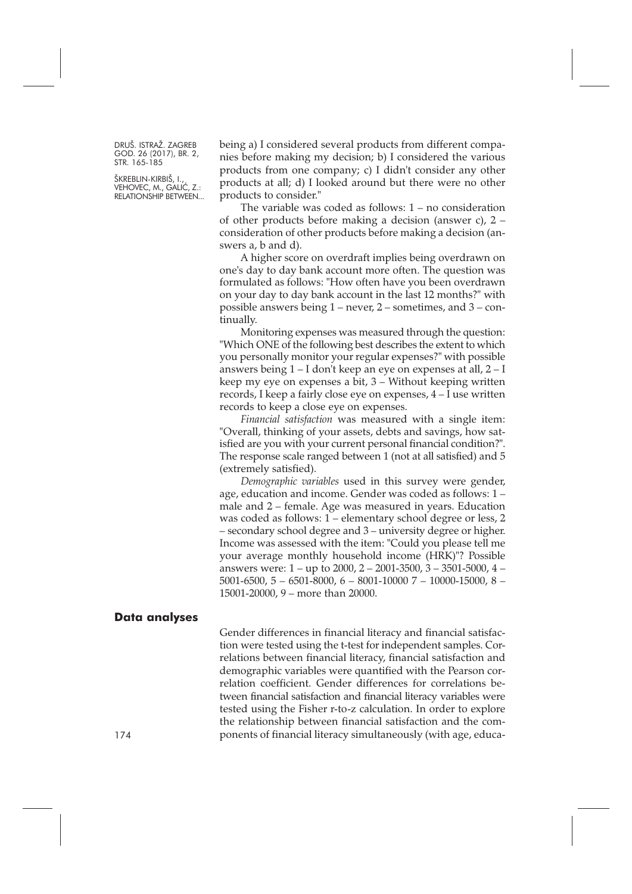being a) I considered several products from different companies before making my decision; b) I considered the various products from one company; c) I didn't consider any other products at all; d) I looked around but there were no other products to consider."

The variable was coded as follows: 1 – no consideration of other products before making a decision (answer c), 2 – consideration of other products before making a decision (answers a, b and d).

A higher score on overdraft implies being overdrawn on one's day to day bank account more often. The question was formulated as follows: "How often have you been overdrawn on your day to day bank account in the last 12 months?" with possible answers being 1 – never, 2 – sometimes, and 3 – continually.

Monitoring expenses was measured through the question: "Which ONE of the following best describes the extent to which you personally monitor your regular expenses?" with possible answers being 1 – I don't keep an eye on expenses at all, 2 – I keep my eye on expenses a bit, 3 – Without keeping written records, I keep a fairly close eye on expenses, 4 – I use written records to keep a close eye on expenses.

*Financial satisfaction* was measured with a single item: "Overall, thinking of your assets, debts and savings, how satisfied are you with your current personal financial condition?". The response scale ranged between 1 (not at all satisfied) and 5 (extremely satisfied).

*Demographic variables* used in this survey were gender, age, education and income. Gender was coded as follows: 1 – male and 2 – female. Age was measured in years. Education was coded as follows: 1 – elementary school degree or less, 2 – secondary school degree and 3 – university degree or higher. Income was assessed with the item: "Could you please tell me your average monthly household income (HRK)"? Possible answers were: 1 – up to 2000, 2 – 2001-3500, 3 – 3501-5000, 4 – 5001-6500, 5 – 6501-8000, 6 – 8001-10000 7 – 10000-15000, 8 – 15001-20000, 9 – more than 20000.

## Data analyses

Gender differences in financial literacy and financial satisfaction were tested using the t-test for independent samples. Correlations between financial literacy, financial satisfaction and demographic variables were quantified with the Pearson correlation coefficient. Gender differences for correlations between financial satisfaction and financial literacy variables were tested using the Fisher r-to-z calculation. In order to explore the relationship between financial satisfaction and the components of financial literacy simultaneously (with age, educa-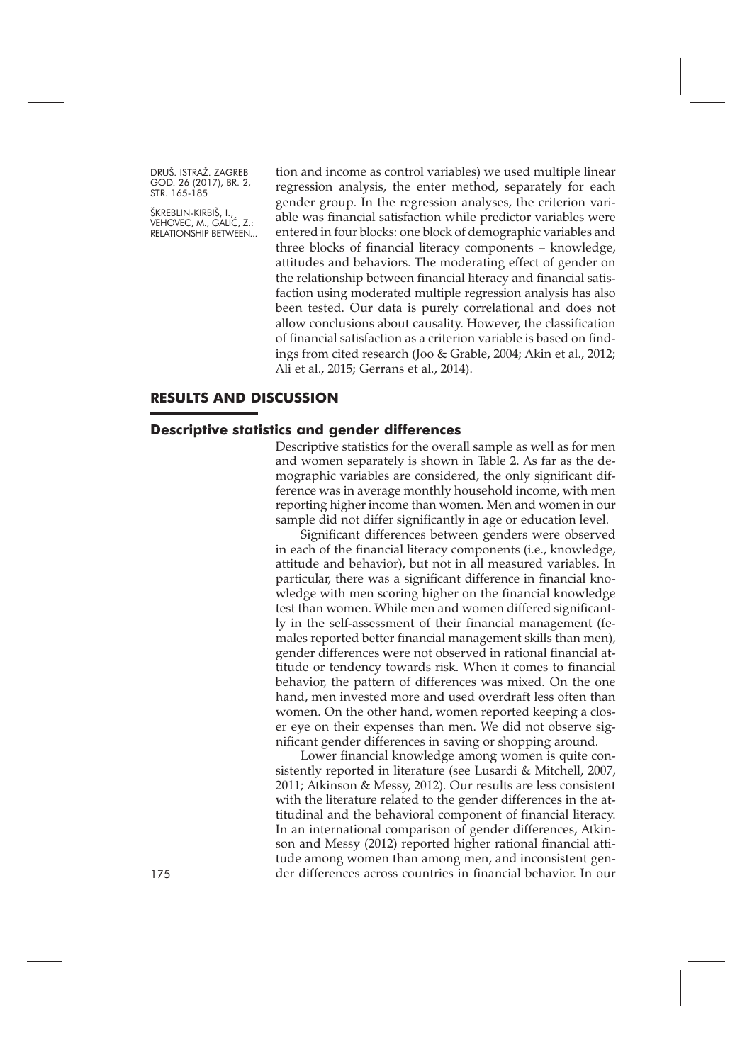tion and income as control variables) we used multiple linear regression analysis, the enter method, separately for each gender group. In the regression analyses, the criterion variable was financial satisfaction while predictor variables were entered in four blocks: one block of demographic variables and three blocks of financial literacy components – knowledge, attitudes and behaviors. The moderating effect of gender on the relationship between financial literacy and financial satisfaction using moderated multiple regression analysis has also been tested. Our data is purely correlational and does not allow conclusions about causality. However, the classification of financial satisfaction as a criterion variable is based on findings from cited research (Joo & Grable, 2004; Akin et al., 2012; Ali et al., 2015; Gerrans et al., 2014).

## RESULTS AND DISCUSSION

### Descriptive statistics and gender differences

Descriptive statistics for the overall sample as well as for men and women separately is shown in Table 2. As far as the demographic variables are considered, the only significant difference was in average monthly household income, with men reporting higher income than women. Men and women in our sample did not differ significantly in age or education level.

Significant differences between genders were observed in each of the financial literacy components (i.e., knowledge, attitude and behavior), but not in all measured variables. In particular, there was a significant difference in financial knowledge with men scoring higher on the financial knowledge test than women. While men and women differed significantly in the self-assessment of their financial management (females reported better financial management skills than men), gender differences were not observed in rational financial attitude or tendency towards risk. When it comes to financial behavior, the pattern of differences was mixed. On the one hand, men invested more and used overdraft less often than women. On the other hand, women reported keeping a closer eye on their expenses than men. We did not observe significant gender differences in saving or shopping around.

Lower financial knowledge among women is quite consistently reported in literature (see Lusardi & Mitchell, 2007, 2011; Atkinson & Messy, 2012). Our results are less consistent with the literature related to the gender differences in the attitudinal and the behavioral component of financial literacy. In an international comparison of gender differences, Atkinson and Messy (2012) reported higher rational financial attitude among women than among men, and inconsistent gender differences across countries in financial behavior. In our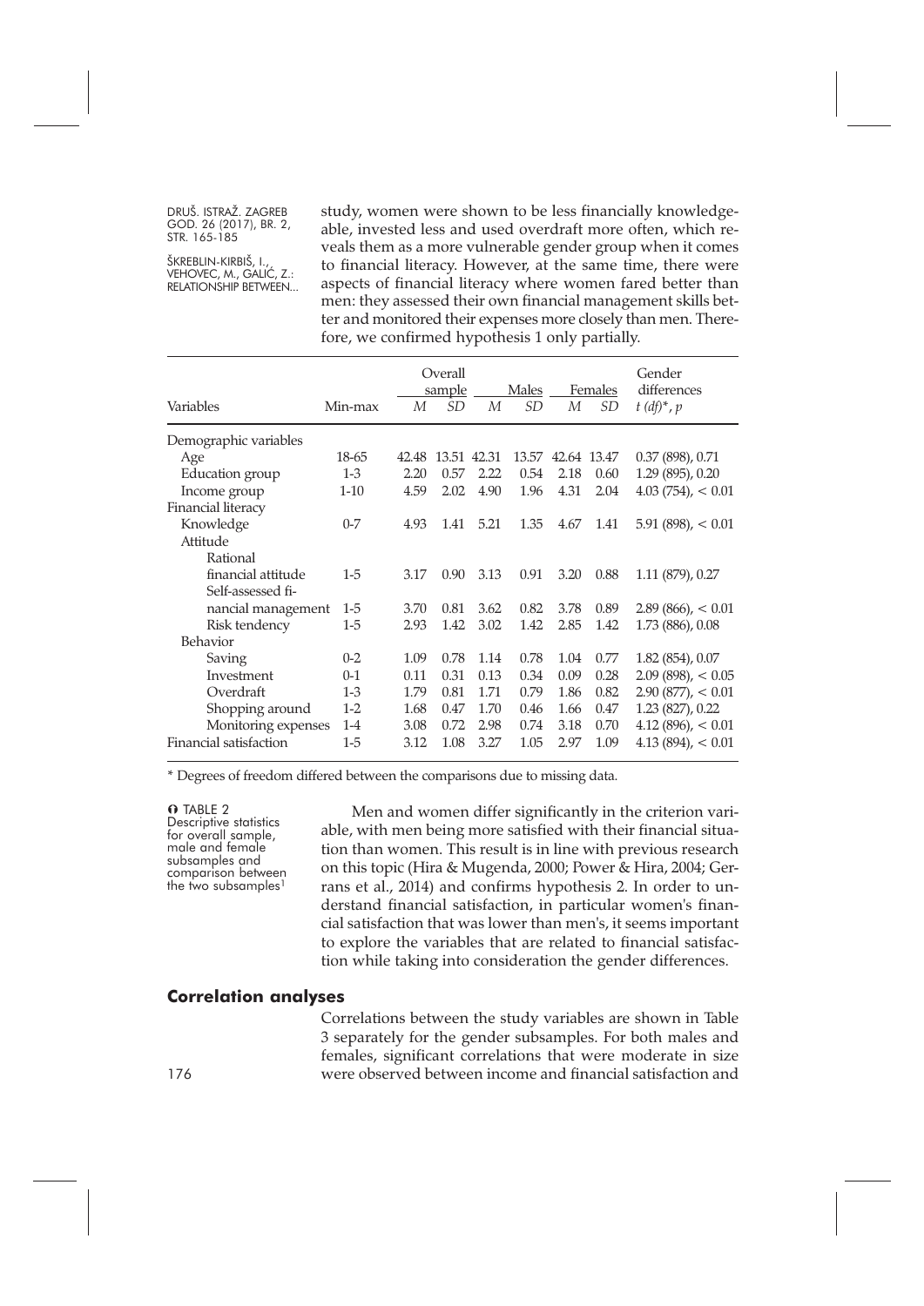study, women were shown to be less financially knowledgeable, invested less and used overdraft more often, which reveals them as a more vulnerable gender group when it comes to financial literacy. However, at the same time, there were aspects of financial literacy where women fared better than men: they assessed their own financial management skills better and monitored their expenses more closely than men. Therefore, we confirmed hypothesis 1 only partially.

| Variables | Min-max | Overall sample | | Males | | Females | | Gender differences |
|---|---|---|---|---|---|---|---|---|
| | | *M* | *SD* | *M* | *SD* | *M* | *SD* | *t (df)*\*, *p* |
| Demographic variables | | | | | | | | |
| Age | 18-65 | 42.48 | 13.51 | 42.31 | 13.57 | 42.64 | 13.47 | 0.37 (898), 0.71 |
| Education group | 1-3 | 2.20 | 0.57 | 2.22 | 0.54 | 2.18 | 0.60 | 1.29 (895), 0.20 |
| Income group | 1-10 | 4.59 | 2.02 | 4.90 | 1.96 | 4.31 | 2.04 | 4.03 (754), < 0.01 |
| Financial literacy | | | | | | | | |
| Knowledge | 0-7 | 4.93 | 1.41 | 5.21 | 1.35 | 4.67 | 1.41 | 5.91 (898), < 0.01 |
| Attitude | | | | | | | | |
| Rational financial attitude | 1-5 | 3.17 | 0.90 | 3.13 | 0.91 | 3.20 | 0.88 | 1.11 (879), 0.27 |
| Self-assessed financial management | 1-5 | 3.70 | 0.81 | 3.62 | 0.82 | 3.78 | 0.89 | 2.89 (866), < 0.01 |
| Risk tendency | 1-5 | 2.93 | 1.42 | 3.02 | 1.42 | 2.85 | 1.42 | 1.73 (886), 0.08 |
| Behavior | | | | | | | | |
| Saving | 0-2 | 1.09 | 0.78 | 1.14 | 0.78 | 1.04 | 0.77 | 1.82 (854), 0.07 |
| Investment | 0-1 | 0.11 | 0.31 | 0.13 | 0.34 | 0.09 | 0.28 | 2.09 (898), < 0.05 |
| Overdraft | 1-3 | 1.79 | 0.81 | 1.71 | 0.79 | 1.86 | 0.82 | 2.90 (877), < 0.01 |
| Shopping around | 1-2 | 1.68 | 0.47 | 1.70 | 0.46 | 1.66 | 0.47 | 1.23 (827), 0.22 |
| Monitoring expenses | 1-4 | 3.08 | 0.72 | 2.98 | 0.74 | 3.18 | 0.70 | 4.12 (896), < 0.01 |
| Financial satisfaction | 1-5 | 3.12 | 1.08 | 3.27 | 1.05 | 2.97 | 1.09 | 4.13 (894), < 0.01 |

\* Degrees of freedom differed between the comparisons due to missing data.

TABLE 2
Descriptive statistics for overall sample, male and female subsamples and comparison between the two subsamples[1]

Men and women differ significantly in the criterion variable, with men being more satisfied with their financial situation than women. This result is in line with previous research on this topic (Hira & Mugenda, 2000; Power & Hira, 2004; Gerrans et al., 2014) and confirms hypothesis 2. In order to understand financial satisfaction, in particular women's financial satisfaction that was lower than men's, it seems important to explore the variables that are related to financial satisfaction while taking into consideration the gender differences.

## Correlation analyses

Correlations between the study variables are shown in Table 3 separately for the gender subsamples. For both males and females, significant correlations that were moderate in size were observed between income and financial satisfaction and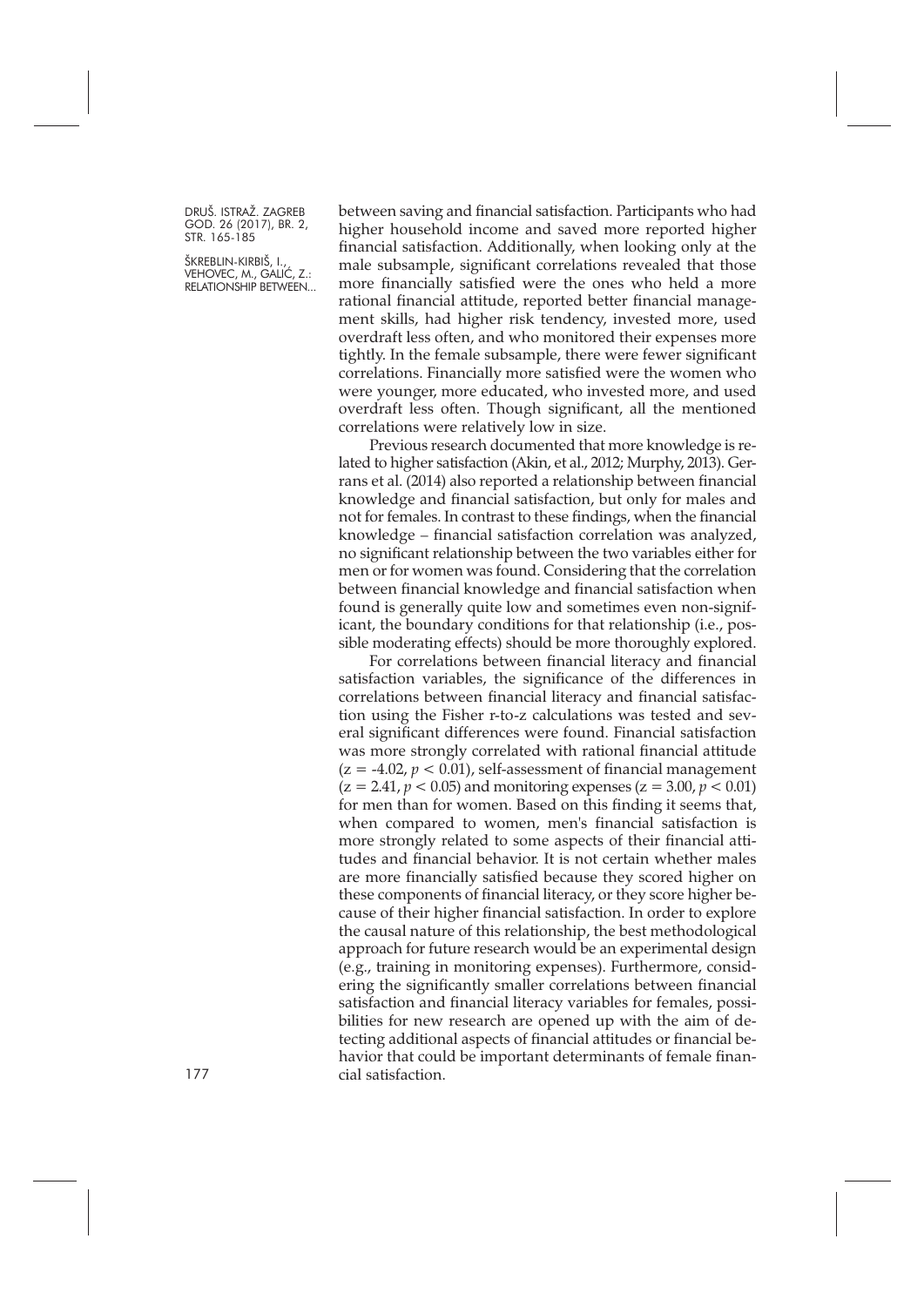between saving and financial satisfaction. Participants who had higher household income and saved more reported higher financial satisfaction. Additionally, when looking only at the male subsample, significant correlations revealed that those more financially satisfied were the ones who held a more rational financial attitude, reported better financial management skills, had higher risk tendency, invested more, used overdraft less often, and who monitored their expenses more tightly. In the female subsample, there were fewer significant correlations. Financially more satisfied were the women who were younger, more educated, who invested more, and used overdraft less often. Though significant, all the mentioned correlations were relatively low in size.

Previous research documented that more knowledge is related to higher satisfaction (Akin, et al., 2012; Murphy, 2013). Gerrans et al. (2014) also reported a relationship between financial knowledge and financial satisfaction, but only for males and not for females. In contrast to these findings, when the financial knowledge – financial satisfaction correlation was analyzed, no significant relationship between the two variables either for men or for women was found. Considering that the correlation between financial knowledge and financial satisfaction when found is generally quite low and sometimes even non-significant, the boundary conditions for that relationship (i.e., possible moderating effects) should be more thoroughly explored.

For correlations between financial literacy and financial satisfaction variables, the significance of the differences in correlations between financial literacy and financial satisfaction using the Fisher r-to-z calculations was tested and several significant differences were found. Financial satisfaction was more strongly correlated with rational financial attitude ($z = -4.02$, $p < 0.01$), self-assessment of financial management ($z = 2.41$, $p < 0.05$) and monitoring expenses ($z = 3.00$, $p < 0.01$) for men than for women. Based on this finding it seems that, when compared to women, men's financial satisfaction is more strongly related to some aspects of their financial attitudes and financial behavior. It is not certain whether males are more financially satisfied because they scored higher on these components of financial literacy, or they score higher because of their higher financial satisfaction. In order to explore the causal nature of this relationship, the best methodological approach for future research would be an experimental design (e.g., training in monitoring expenses). Furthermore, considering the significantly smaller correlations between financial satisfaction and financial literacy variables for females, possibilities for new research are opened up with the aim of detecting additional aspects of financial attitudes or financial behavior that could be important determinants of female financial satisfaction.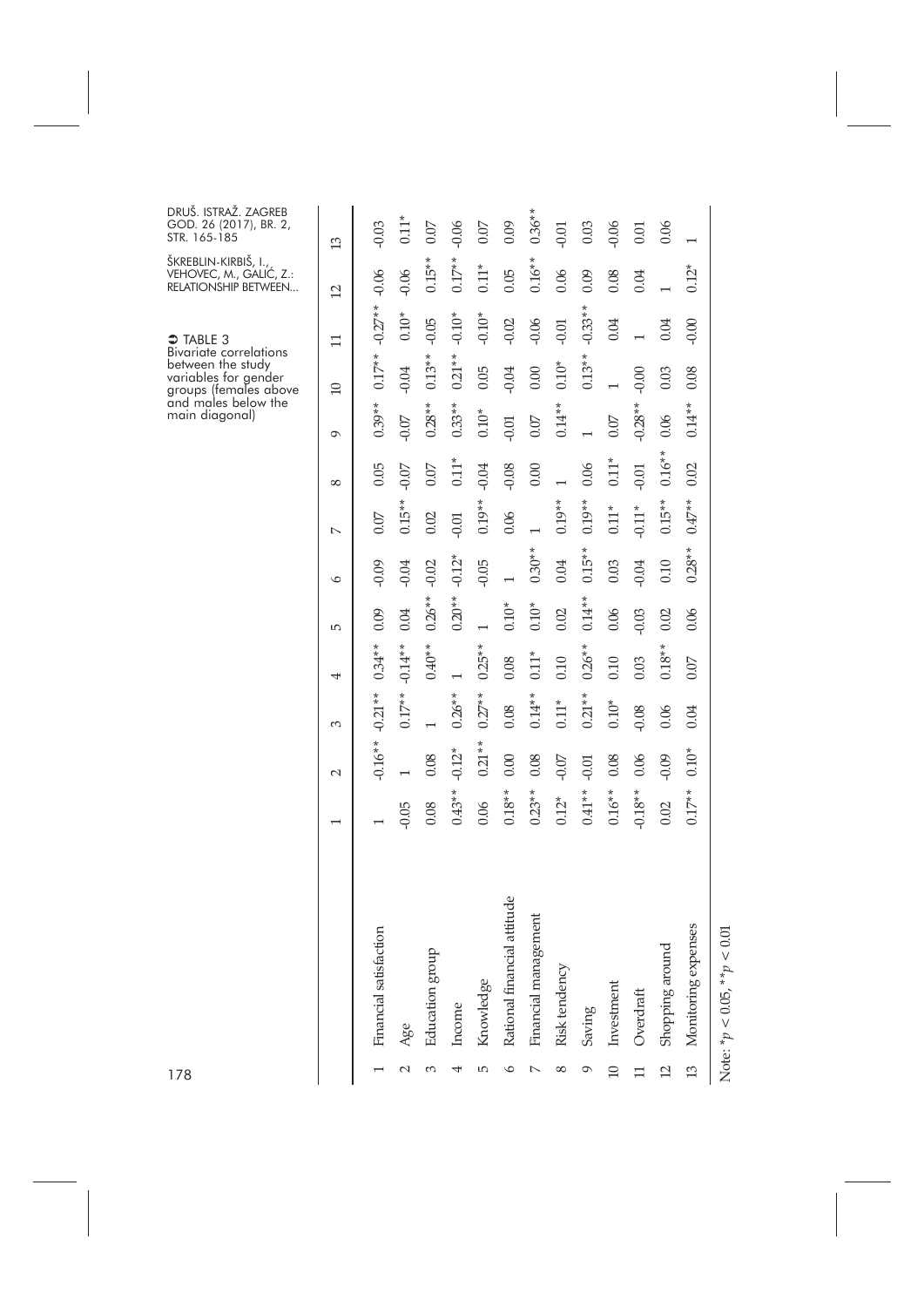TABLE 3
Bivariate correlations between the study variables for gender groups (females above and males below the main diagonal)

| | | 1 | 2 | 3 | 4 | 5 | 6 | 7 | 8 | 9 | 10 | 11 | 12 | 13 |
|---|---|---|---|---|---|---|---|---|---|---|---|---|---|---|
| 1 | Financial satisfaction | 1 | -0.16** | -0.21** | 0.34** | 0.09 | -0.09 | 0.07 | 0.05 | 0.39** | 0.17** | -0.27** | -0.06 | -0.03 |
| 2 | Age | -0.05 | 1 | 0.17** | -0.14** | 0.04 | -0.04 | 0.15** | -0.07 | -0.07 | -0.04 | 0.10* | -0.06 | 0.11* |
| 3 | Education group | 0.08 | 0.08 | 1 | 0.40** | 0.26** | -0.02 | 0.02 | 0.07 | 0.28** | 0.13** | -0.05 | 0.15** | 0.07 |
| 4 | Income | 0.43** | -0.12* | 0.26** | 1 | 0.20** | -0.12* | -0.01 | 0.11* | 0.33** | 0.21** | -0.10* | 0.17** | -0.06 |
| 5 | Knowledge | 0.06 | 0.21** | 0.27** | 0.25** | 1 | -0.05 | 0.19** | -0.04 | 0.10* | 0.05 | -0.10* | 0.11* | 0.07 |
| 6 | Rational financial attitude | 0.18** | 0.00 | 0.08 | 0.08 | 0.10* | 1 | 0.06 | -0.08 | -0.01 | -0.04 | -0.02 | 0.05 | 0.09 |
| 7 | Financial management | 0.23** | 0.08 | 0.14** | 0.11* | 0.10* | 0.30** | 1 | 0.00 | 0.07 | 0.00 | -0.06 | 0.16** | 0.36** |
| 8 | Risk tendency | 0.12* | -0.07 | 0.11* | 0.10 | 0.02 | 0.04 | 0.19** | 1 | 0.14** | 0.10* | -0.01 | 0.06 | -0.01 |
| 9 | Saving | 0.41** | -0.01 | 0.21** | 0.26** | 0.14** | 0.15** | 0.19** | 0.06 | 1 | 0.13** | -0.33** | 0.09 | 0.03 |
| 10 | Investment | 0.16** | 0.08 | 0.10* | 0.10 | 0.06 | 0.03 | 0.11* | 0.11* | 0.07 | 1 | 0.04 | 0.08 | -0.06 |
| 11 | Overdraft | -0.18** | 0.06 | -0.08 | 0.03 | -0.03 | -0.04 | -0.11* | -0.01 | -0.28** | -0.00 | 1 | 0.04 | 0.01 |
| 12 | Shopping around | 0.02 | -0.09 | 0.06 | 0.18** | 0.02 | 0.10 | 0.15** | 0.16** | 0.06 | 0.03 | 0.04 | 1 | 0.06 |
| 13 | Monitoring expenses | 0.17** | 0.10* | 0.04 | 0.07 | 0.06 | 0.28** | 0.47** | 0.02 | 0.14** | 0.08 | -0.00 | 0.12* | 1 |

Note: $*p < 0.05$, $**p < 0.01$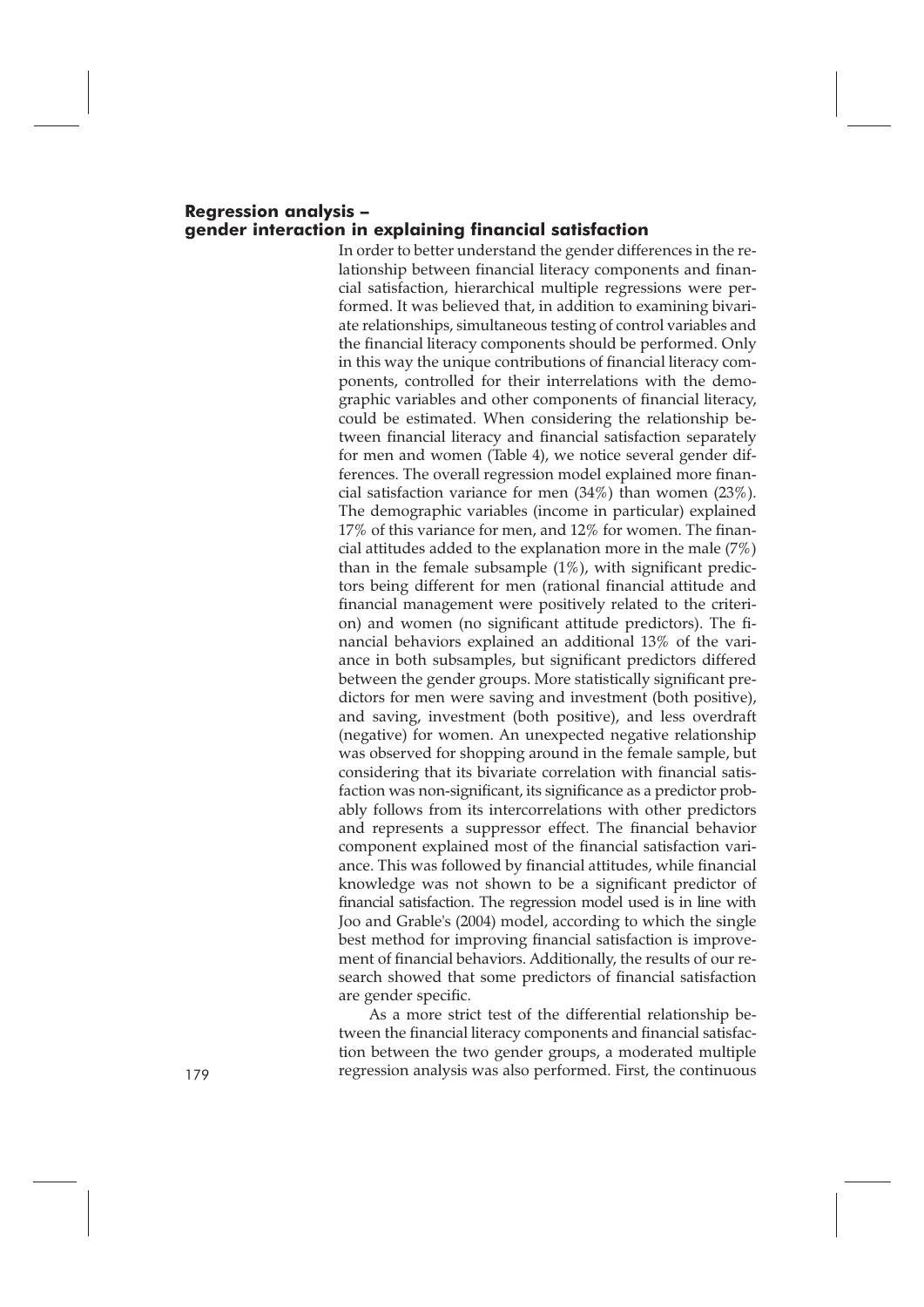### Regression analysis – gender interaction in explaining financial satisfaction

In order to better understand the gender differences in the relationship between financial literacy components and financial satisfaction, hierarchical multiple regressions were performed. It was believed that, in addition to examining bivariate relationships, simultaneous testing of control variables and the financial literacy components should be performed. Only in this way the unique contributions of financial literacy components, controlled for their interrelations with the demographic variables and other components of financial literacy, could be estimated. When considering the relationship between financial literacy and financial satisfaction separately for men and women (Table 4), we notice several gender differences. The overall regression model explained more financial satisfaction variance for men (34%) than women (23%). The demographic variables (income in particular) explained 17% of this variance for men, and 12% for women. The financial attitudes added to the explanation more in the male (7%) than in the female subsample (1%), with significant predictors being different for men (rational financial attitude and financial management were positively related to the criterion) and women (no significant attitude predictors). The financial behaviors explained an additional 13% of the variance in both subsamples, but significant predictors differed between the gender groups. More statistically significant predictors for men were saving and investment (both positive), and saving, investment (both positive), and less overdraft (negative) for women. An unexpected negative relationship was observed for shopping around in the female sample, but considering that its bivariate correlation with financial satisfaction was non-significant, its significance as a predictor probably follows from its intercorrelations with other predictors and represents a suppressor effect. The financial behavior component explained most of the financial satisfaction variance. This was followed by financial attitudes, while financial knowledge was not shown to be a significant predictor of financial satisfaction. The regression model used is in line with Joo and Grable's (2004) model, according to which the single best method for improving financial satisfaction is improvement of financial behaviors. Additionally, the results of our research showed that some predictors of financial satisfaction are gender specific.

As a more strict test of the differential relationship between the financial literacy components and financial satisfaction between the two gender groups, a moderated multiple regression analysis was also performed. First, the continuous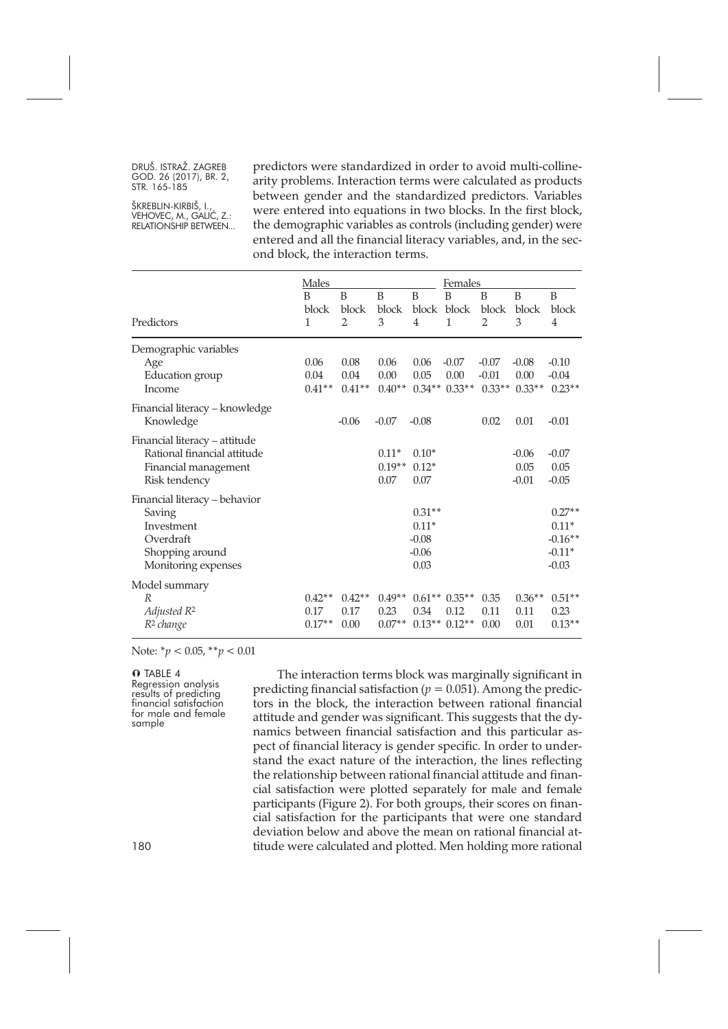predictors were standardized in order to avoid multi-collinearity problems. Interaction terms were calculated as products between gender and the standardized predictors. Variables were entered into equations in two blocks. In the first block, the demographic variables as controls (including gender) were entered and all the financial literacy variables, and, in the second block, the interaction terms.

| Predictors | Males B block 1 | Males B block 2 | Males B block 3 | Males B block 4 | Females B block 1 | Females B block 2 | Females B block 3 | Females B block 4 |
|---|---|---|---|---|---|---|---|---|
| Demographic variables | | | | | | | | |
| Age | 0.06 | 0.08 | 0.06 | 0.06 | -0.07 | -0.07 | -0.08 | -0.10 |
| Education group | 0.04 | 0.04 | 0.00 | 0.05 | 0.00 | -0.01 | 0.00 | -0.04 |
| Income | 0.41** | 0.41** | 0.40** | 0.34** | 0.33** | 0.33** | 0.33** | 0.23** |
| Financial literacy – knowledge | | | | | | | | |
| Knowledge | | -0.06 | -0.07 | -0.08 | | 0.02 | 0.01 | -0.01 |
| Financial literacy – attitude | | | | | | | | |
| Rational financial attitude | | | 0.11* | 0.10* | | | -0.06 | -0.07 |
| Financial management | | | 0.19** | 0.12* | | | 0.05 | 0.05 |
| Risk tendency | | | 0.07 | 0.07 | | | -0.01 | -0.05 |
| Financial literacy – behavior | | | | | | | | |
| Saving | | | | 0.31** | | | | 0.27** |
| Investment | | | | 0.11* | | | | 0.11* |
| Overdraft | | | | -0.08 | | | | -0.16** |
| Shopping around | | | | -0.06 | | | | -0.11* |
| Monitoring expenses | | | | 0.03 | | | | -0.03 |
| Model summary | | | | | | | | |
| *R* | 0.42** | 0.42** | 0.49** | 0.61** | 0.35** | 0.35 | 0.36** | 0.51** |
| *Adjusted* $R^2$ | 0.17 | 0.17 | 0.23 | 0.34 | 0.12 | 0.11 | 0.11 | 0.23 |
| $R^2$ *change* | 0.17** | 0.00 | 0.07** | 0.13** | 0.12** | 0.00 | 0.01 | 0.13** |

Note: $^*p < 0.05$, $^{**}p < 0.01$

TABLE 4
Regression analysis results of predicting financial satisfaction for male and female sample

The interaction terms block was marginally significant in predicting financial satisfaction ($p = 0.051$). Among the predictors in the block, the interaction between rational financial attitude and gender was significant. This suggests that the dynamics between financial satisfaction and this particular aspect of financial literacy is gender specific. In order to understand the exact nature of the interaction, the lines reflecting the relationship between rational financial attitude and financial satisfaction were plotted separately for male and female participants (Figure 2). For both groups, their scores on financial satisfaction for the participants that were one standard deviation below and above the mean on rational financial attitude were calculated and plotted. Men holding more rational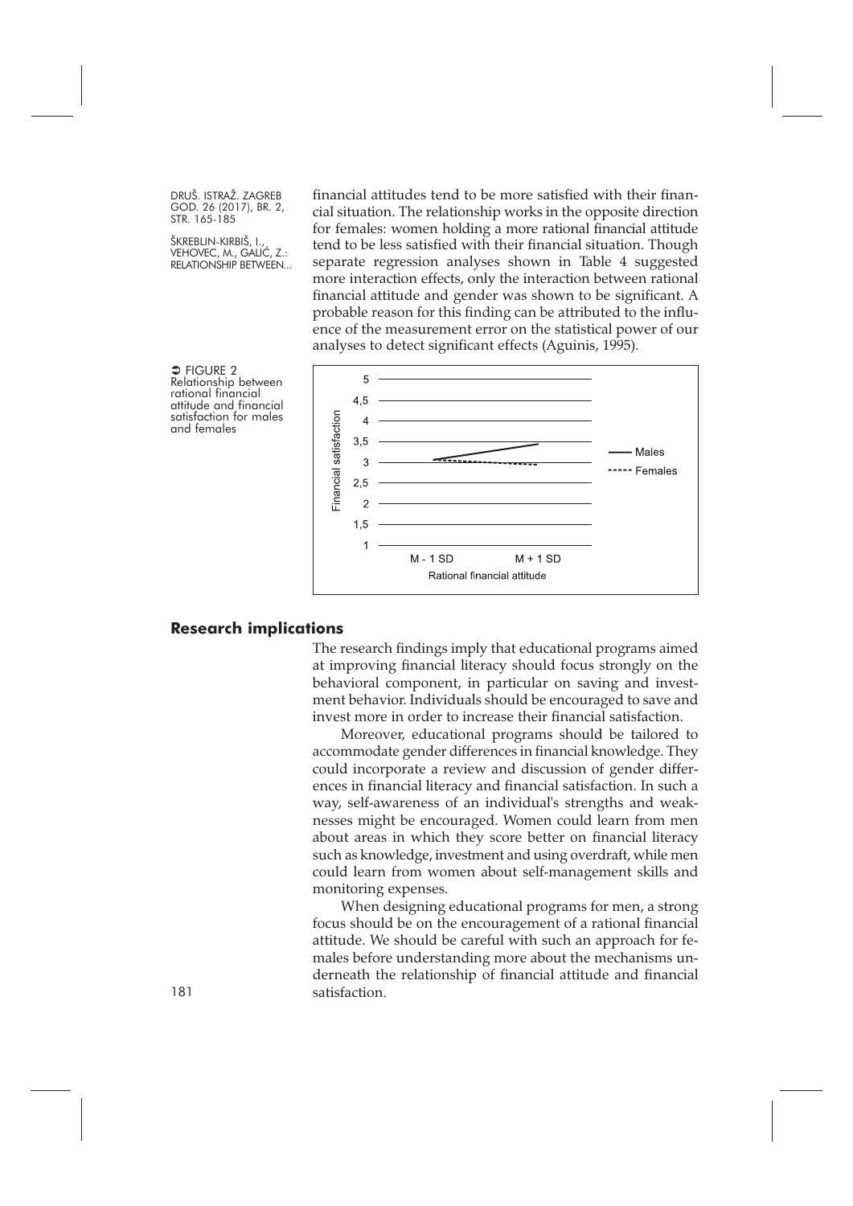financial attitudes tend to be more satisfied with their financial situation. The relationship works in the opposite direction for females: women holding a more rational financial attitude tend to be less satisfied with their financial situation. Though separate regression analyses shown in Table 4 suggested more interaction effects, only the interaction between rational financial attitude and gender was shown to be significant. A probable reason for this finding can be attributed to the influence of the measurement error on the statistical power of our analyses to detect significant effects (Aguinis, 1995).

FIGURE 2 Relationship between rational financial attitude and financial satisfaction for males and females

## Research implications

The research findings imply that educational programs aimed at improving financial literacy should focus strongly on the behavioral component, in particular on saving and investment behavior. Individuals should be encouraged to save and invest more in order to increase their financial satisfaction.

Moreover, educational programs should be tailored to accommodate gender differences in financial knowledge. They could incorporate a review and discussion of gender differences in financial literacy and financial satisfaction. In such a way, self-awareness of an individual's strengths and weaknesses might be encouraged. Women could learn from men about areas in which they score better on financial literacy such as knowledge, investment and using overdraft, while men could learn from women about self-management skills and monitoring expenses.

When designing educational programs for men, a strong focus should be on the encouragement of a rational financial attitude. We should be careful with such an approach for females before understanding more about the mechanisms underneath the relationship of financial attitude and financial satisfaction.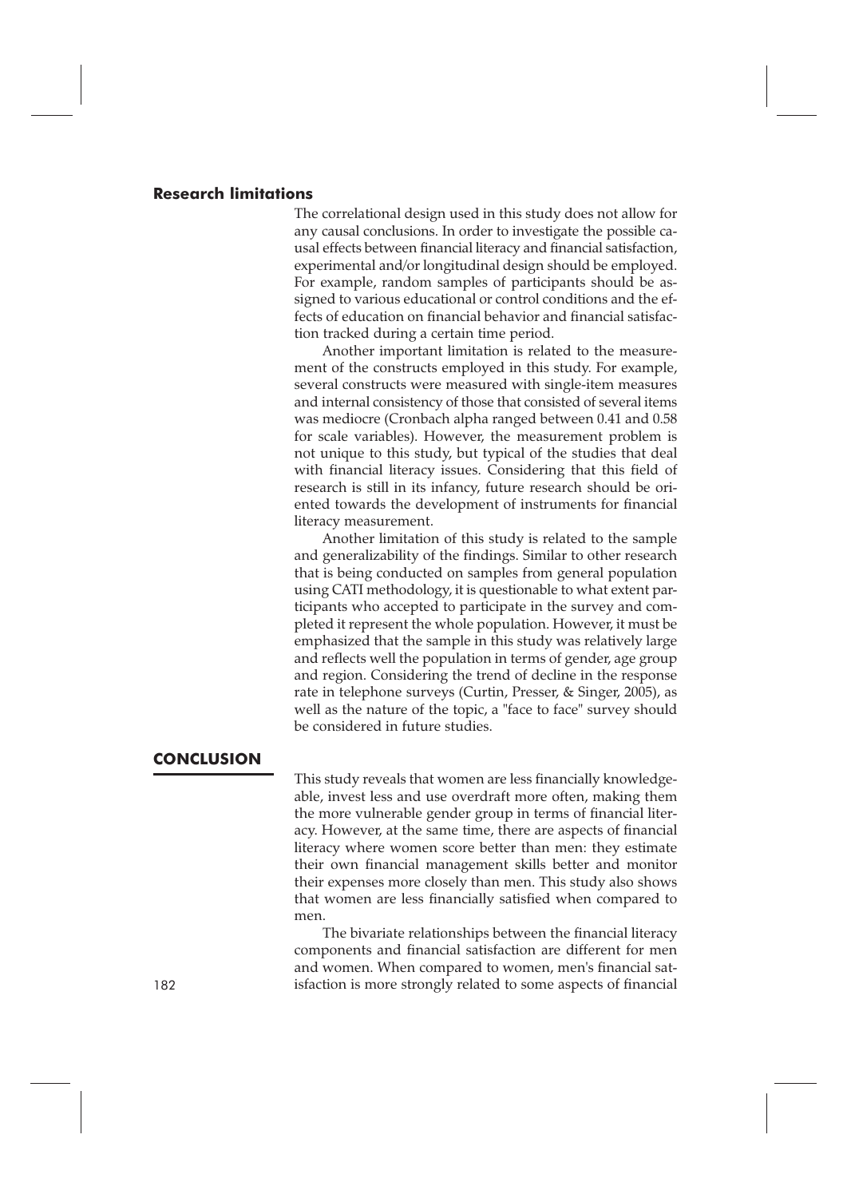## Research limitations

The correlational design used in this study does not allow for any causal conclusions. In order to investigate the possible causal effects between financial literacy and financial satisfaction, experimental and/or longitudinal design should be employed. For example, random samples of participants should be assigned to various educational or control conditions and the effects of education on financial behavior and financial satisfaction tracked during a certain time period.

Another important limitation is related to the measurement of the constructs employed in this study. For example, several constructs were measured with single-item measures and internal consistency of those that consisted of several items was mediocre (Cronbach alpha ranged between 0.41 and 0.58 for scale variables). However, the measurement problem is not unique to this study, but typical of the studies that deal with financial literacy issues. Considering that this field of research is still in its infancy, future research should be oriented towards the development of instruments for financial literacy measurement.

Another limitation of this study is related to the sample and generalizability of the findings. Similar to other research that is being conducted on samples from general population using CATI methodology, it is questionable to what extent participants who accepted to participate in the survey and completed it represent the whole population. However, it must be emphasized that the sample in this study was relatively large and reflects well the population in terms of gender, age group and region. Considering the trend of decline in the response rate in telephone surveys (Curtin, Presser, & Singer, 2005), as well as the nature of the topic, a "face to face" survey should be considered in future studies.

# CONCLUSION

This study reveals that women are less financially knowledgeable, invest less and use overdraft more often, making them the more vulnerable gender group in terms of financial literacy. However, at the same time, there are aspects of financial literacy where women score better than men: they estimate their own financial management skills better and monitor their expenses more closely than men. This study also shows that women are less financially satisfied when compared to men.

The bivariate relationships between the financial literacy components and financial satisfaction are different for men and women. When compared to women, men's financial satisfaction is more strongly related to some aspects of financial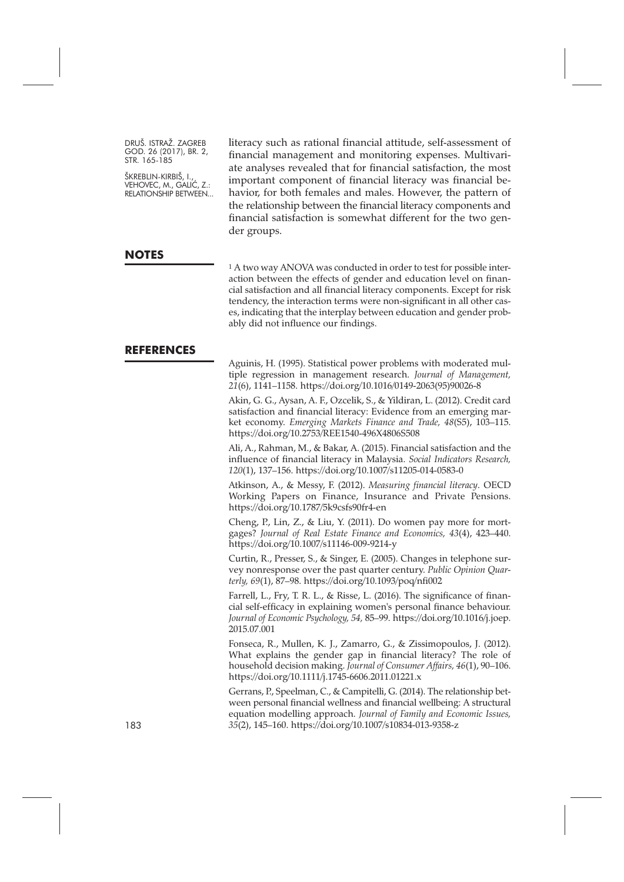literacy such as rational financial attitude, self-assessment of financial management and monitoring expenses. Multivariate analyses revealed that for financial satisfaction, the most important component of financial literacy was financial behavior, for both females and males. However, the pattern of the relationship between the financial literacy components and financial satisfaction is somewhat different for the two gender groups.

## NOTES

[1] A two way ANOVA was conducted in order to test for possible interaction between the effects of gender and education level on financial satisfaction and all financial literacy components. Except for risk tendency, the interaction terms were non-significant in all other cases, indicating that the interplay between education and gender probably did not influence our findings.

## REFERENCES

Aguinis, H. (1995). Statistical power problems with moderated multiple regression in management research. *Journal of Management, 21*(6), 1141–1158. https://doi.org/10.1016/0149-2063(95)90026-8

Akin, G. G., Aysan, A. F., Ozcelik, S., & Yildiran, L. (2012). Credit card satisfaction and financial literacy: Evidence from an emerging market economy. *Emerging Markets Finance and Trade, 48*(S5), 103–115. https://doi.org/10.2753/REE1540-496X4806S508

Ali, A., Rahman, M., & Bakar, A. (2015). Financial satisfaction and the influence of financial literacy in Malaysia. *Social Indicators Research, 120*(1), 137–156. https://doi.org/10.1007/s11205-014-0583-0

Atkinson, A., & Messy, F. (2012). *Measuring financial literacy*. OECD Working Papers on Finance, Insurance and Private Pensions. https://doi.org/10.1787/5k9csfs90fr4-en

Cheng, P., Lin, Z., & Liu, Y. (2011). Do women pay more for mortgages? *Journal of Real Estate Finance and Economics, 43*(4), 423–440. https://doi.org/10.1007/s11146-009-9214-y

Curtin, R., Presser, S., & Singer, E. (2005). Changes in telephone survey nonresponse over the past quarter century. *Public Opinion Quarterly, 69*(1), 87–98. https://doi.org/10.1093/poq/nfi002

Farrell, L., Fry, T. R. L., & Risse, L. (2016). The significance of financial self-efficacy in explaining women's personal finance behaviour. *Journal of Economic Psychology, 54,* 85–99. https://doi.org/10.1016/j.joep.2015.07.001

Fonseca, R., Mullen, K. J., Zamarro, G., & Zissimopoulos, J. (2012). What explains the gender gap in financial literacy? The role of household decision making. *Journal of Consumer Affairs, 46*(1), 90–106. https://doi.org/10.1111/j.1745-6606.2011.01221.x

Gerrans, P., Speelman, C., & Campitelli, G. (2014). The relationship between personal financial wellness and financial wellbeing: A structural equation modelling approach. *Journal of Family and Economic Issues, 35*(2), 145–160. https://doi.org/10.1007/s10834-013-9358-z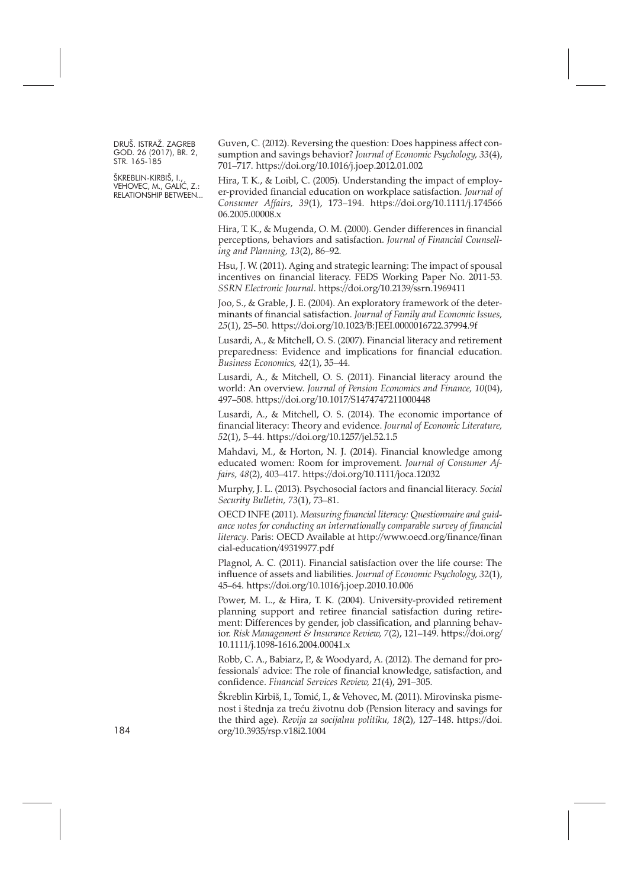Guven, C. (2012). Reversing the question: Does happiness affect consumption and savings behavior? *Journal of Economic Psychology, 33*(4), 701–717. https://doi.org/10.1016/j.joep.2012.01.002

Hira, T. K., & Loibl, C. (2005). Understanding the impact of employer-provided financial education on workplace satisfaction. *Journal of Consumer Affairs, 39*(1), 173–194. https://doi.org/10.1111/j.1745606.2005.00008.x

Hira, T. K., & Mugenda, O. M. (2000). Gender differences in financial perceptions, behaviors and satisfaction. *Journal of Financial Counselling and Planning, 13*(2), 86–92.

Hsu, J. W. (2011). Aging and strategic learning: The impact of spousal incentives on financial literacy. FEDS Working Paper No. 2011-53. *SSRN Electronic Journal*. https://doi.org/10.2139/ssrn.1969411

Joo, S., & Grable, J. E. (2004). An exploratory framework of the determinants of financial satisfaction. *Journal of Family and Economic Issues, 25*(1), 25–50. https://doi.org/10.1023/B:JEEI.0000016722.37994.9f

Lusardi, A., & Mitchell, O. S. (2007). Financial literacy and retirement preparedness: Evidence and implications for financial education. *Business Economics, 42*(1), 35–44.

Lusardi, A., & Mitchell, O. S. (2011). Financial literacy around the world: An overview. *Journal of Pension Economics and Finance, 10*(04), 497–508. https://doi.org/10.1017/S1474747211000448

Lusardi, A., & Mitchell, O. S. (2014). The economic importance of financial literacy: Theory and evidence. *Journal of Economic Literature, 52*(1), 5–44. https://doi.org/10.1257/jel.52.1.5

Mahdavi, M., & Horton, N. J. (2014). Financial knowledge among educated women: Room for improvement. *Journal of Consumer Affairs, 48*(2), 403–417. https://doi.org/10.1111/joca.12032

Murphy, J. L. (2013). Psychosocial factors and financial literacy. *Social Security Bulletin, 73*(1), 73–81.

OECD INFE (2011). *Measuring financial literacy: Questionnaire and guidance notes for conducting an internationally comparable survey of financial literacy*. Paris: OECD Available at http://www.oecd.org/finance/financial-education/49319977.pdf

Plagnol, A. C. (2011). Financial satisfaction over the life course: The influence of assets and liabilities. *Journal of Economic Psychology, 32*(1), 45–64. https://doi.org/10.1016/j.joep.2010.10.006

Power, M. L., & Hira, T. K. (2004). University-provided retirement planning support and retiree financial satisfaction during retirement: Differences by gender, job classification, and planning behavior. *Risk Management & Insurance Review, 7*(2), 121–149. https://doi.org/10.1111/j.1098-1616.2004.00041.x

Robb, C. A., Babiarz, P., & Woodyard, A. (2012). The demand for professionals' advice: The role of financial knowledge, satisfaction, and confidence. *Financial Services Review, 21*(4), 291–305.

Škreblin Kirbiš, I., Tomić, I., & Vehovec, M. (2011). Mirovinska pismenost i štednja za treću životnu dob (Pension literacy and savings for the third age). *Revija za socijalnu politiku, 18*(2), 127–148. https://doi.org/10.3935/rsp.v18i2.1004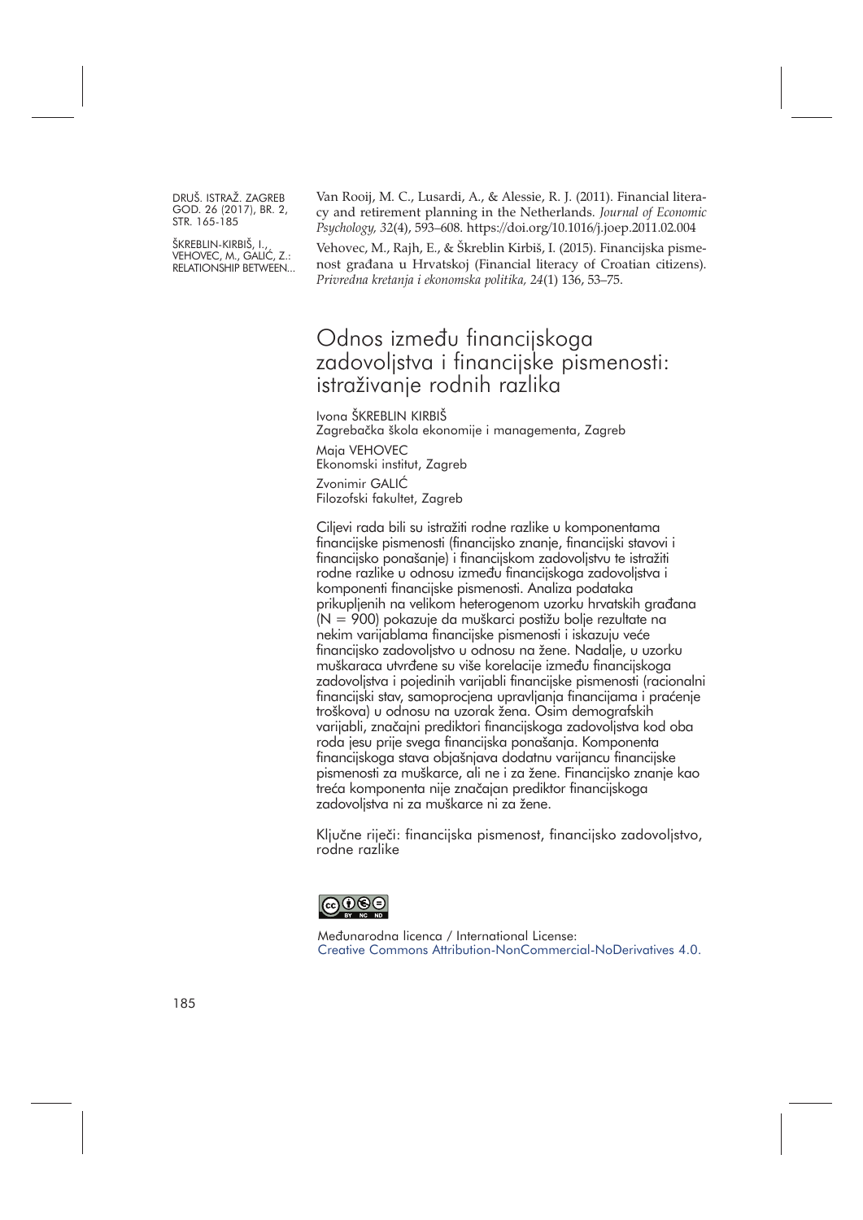Van Rooij, M. C., Lusardi, A., & Alessie, R. J. (2011). Financial literacy and retirement planning in the Netherlands. *Journal of Economic Psychology, 32*(4), 593–608. https://doi.org/10.1016/j.joep.2011.02.004

Vehovec, M., Rajh, E., & Škreblin Kirbiš, I. (2015). Financijska pismenost građana u Hrvatskoj (Financial literacy of Croatian citizens). *Privredna kretanja i ekonomska politika, 24*(1) 136, 53–75.

# Odnos između financijskoga zadovoljstva i financijske pismenosti: istraživanje rodnih razlika

Ivona ŠKREBLIN KIRBIŠ
Zagrebačka škola ekonomije i managementa, Zagreb

Maja VEHOVEC
Ekonomski institut, Zagreb

Zvonimir GALIĆ
Filozofski fakultet, Zagreb

Ciljevi rada bili su istražiti rodne razlike u komponentama financijske pismenosti (financijsko znanje, financijski stavovi i financijsko ponašanje) i financijskom zadovoljstvu te istražiti rodne razlike u odnosu između financijskoga zadovoljstva i komponenti financijske pismenosti. Analiza podataka prikupljenih na velikom heterogenom uzorku hrvatskih građana (N = 900) pokazuje da muškarci postižu bolje rezultate na nekim varijablama financijske pismenosti i iskazuju veće financijsko zadovoljstvo u odnosu na žene. Nadalje, u uzorku muškaraca utvrđene su više korelacije između financijskoga zadovoljstva i pojedinih varijabli financijske pismenosti (racionalni financijski stav, samoprocjena upravljanja financijama i praćenje troškova) u odnosu na uzorak žena. Osim demografskih varijabli, značajni prediktori financijskoga zadovoljstva kod oba roda jesu prije svega financijska ponašanja. Komponenta financijskoga stava objašnjava dodatnu varijancu financijske pismenosti za muškarce, ali ne i za žene. Financijsko znanje kao treća komponenta nije značajan prediktor financijskoga zadovoljstva ni za muškarce ni za žene.

Ključne riječi: financijska pismenost, financijsko zadovoljstvo, rodne razlike

Međunarodna licenca / International License:
Creative Commons Attribution-NonCommercial-NoDerivatives 4.0.